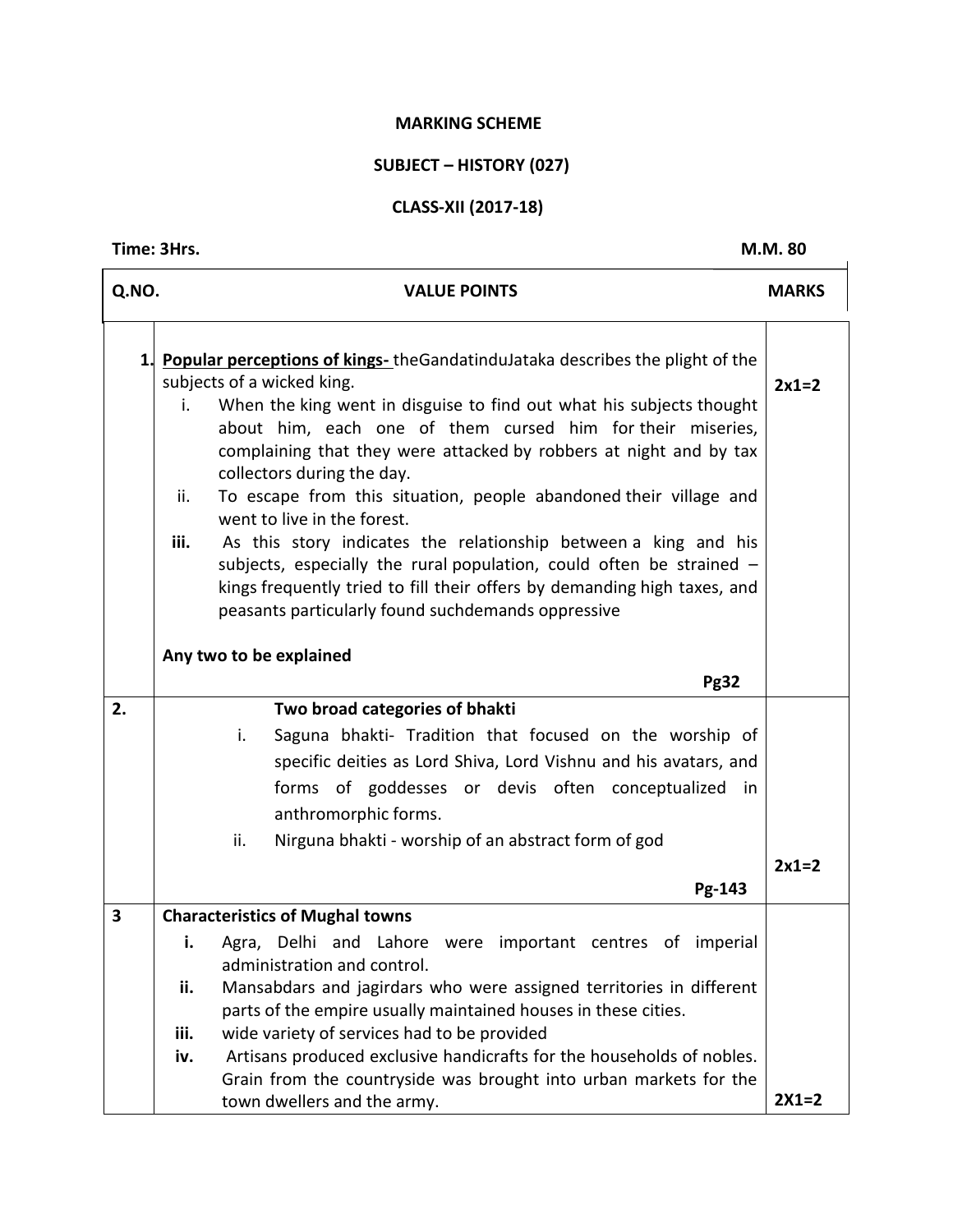**MARKING SCHEME**

**SUBJECT – HISTORY (027)**

**CLASS-XII (2017-18)**

**Time: 3Hrs.** **M.M. 80**

| Q.NO. | VALUE POINTS | MARKS |
|---|---|---|
| 1. | **Popular perceptions of kings-** theGandatinduJataka describes the plight of the subjects of a wicked king.<br>i. When the king went in disguise to find out what his subjects thought about him, each one of them cursed him for their miseries, complaining that they were attacked by robbers at night and by tax collectors during the day.<br>ii. To escape from this situation, people abandoned their village and went to live in the forest.<br>**iii.** As this story indicates the relationship between a king and his subjects, especially the rural population, could often be strained – kings frequently tried to fill their offers by demanding high taxes, and peasants particularly found suchdemands oppressive<br><br>**Any two to be explained**<br><br>**Pg32** | **2x1=2** |
| **2.** | **Two broad categories of bhakti**<br>i. Saguna bhakti- Tradition that focused on the worship of specific deities as Lord Shiva, Lord Vishnu and his avatars, and forms of goddesses or devis often conceptualized in anthromorphic forms.<br>ii. Nirguna bhakti - worship of an abstract form of god<br><br>**Pg-143** | **2x1=2** |
| **3** | **Characteristics of Mughal towns**<br>**i.** Agra, Delhi and Lahore were important centres of imperial administration and control.<br>**ii.** Mansabdars and jagirdars who were assigned territories in different parts of the empire usually maintained houses in these cities.<br>**iii.** wide variety of services had to be provided<br>**iv.** Artisans produced exclusive handicrafts for the households of nobles. Grain from the countryside was brought into urban markets for the town dwellers and the army. | **2X1=2** |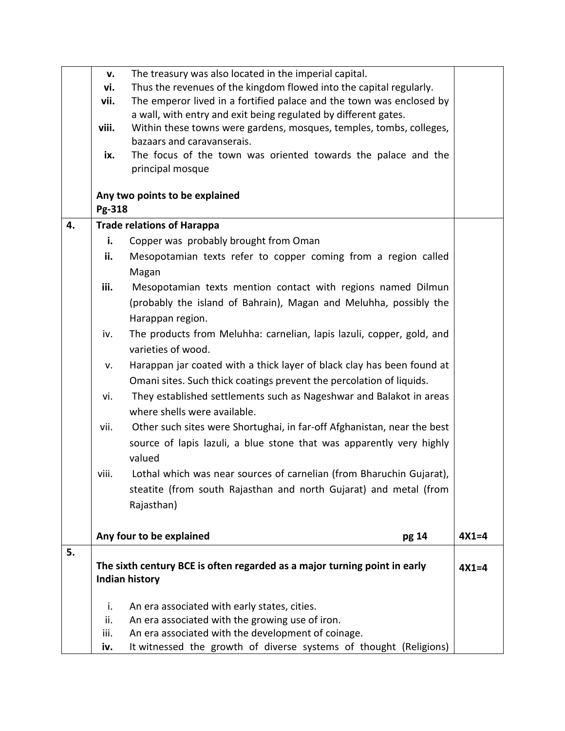| | | |
|---|---|---|
| | **v.** The treasury was also located in the imperial capital.<br>**vi.** Thus the revenues of the kingdom flowed into the capital regularly.<br>**vii.** The emperor lived in a fortified palace and the town was enclosed by a wall, with entry and exit being regulated by different gates.<br>**viii.** Within these towns were gardens, mosques, temples, tombs, colleges, bazaars and caravanserais.<br>**ix.** The focus of the town was oriented towards the palace and the principal mosque<br><br>**Any two points to be explained**<br>**Pg-318** | |
| **4.** | **Trade relations of Harappa**<br>**i.** Copper was probably brought from Oman<br>**ii.** Mesopotamian texts refer to copper coming from a region called Magan<br>**iii.** Mesopotamian texts mention contact with regions named Dilmun (probably the island of Bahrain), Magan and Meluhha, possibly the Harappan region.<br>iv. The products from Meluhha: carnelian, lapis lazuli, copper, gold, and varieties of wood.<br>v. Harappan jar coated with a thick layer of black clay has been found at Omani sites. Such thick coatings prevent the percolation of liquids.<br>vi. They established settlements such as Nageshwar and Balakot in areas where shells were available.<br>vii. Other such sites were Shortughai, in far-off Afghanistan, near the best source of lapis lazuli, a blue stone that was apparently very highly valued<br>viii. Lothal which was near sources of carnelian (from Bharuchin Gujarat), steatite (from south Rajasthan and north Gujarat) and metal (from Rajasthan)<br><br>**Any four to be explained** **pg 14** | **4X1=4** |
| **5.** | **The sixth century BCE is often regarded as a major turning point in early Indian history**<br><br>i. An era associated with early states, cities.<br>ii. An era associated with the growing use of iron.<br>iii. An era associated with the development of coinage.<br>**iv.** It witnessed the growth of diverse systems of thought (Religions) | **4X1=4** |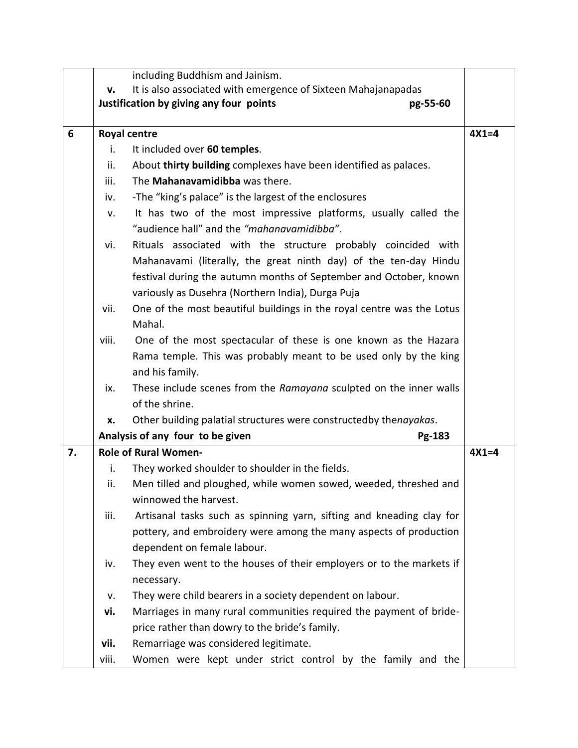| | | |
|---|---|---|
| | including Buddhism and Jainism.<br>**v.** It is also associated with emergence of Sixteen Mahajanapadas<br>**Justification by giving any four points pg-55-60** | |
| 6 | **Royal centre**<br>i. It included over **60 temples**.<br>ii. About **thirty building** complexes have been identified as palaces.<br>iii. The **Mahanavamidibba** was there.<br>iv. -The "king's palace" is the largest of the enclosures<br>v. It has two of the most impressive platforms, usually called the "audience hall" and the *"mahanavamidibba"*.<br>vi. Rituals associated with the structure probably coincided with Mahanavami (literally, the great ninth day) of the ten-day Hindu festival during the autumn months of September and October, known variously as Dusehra (Northern India), Durga Puja<br>vii. One of the most beautiful buildings in the royal centre was the Lotus Mahal.<br>viii. One of the most spectacular of these is one known as the Hazara Rama temple. This was probably meant to be used only by the king and his family.<br>ix. These include scenes from the *Ramayana* sculpted on the inner walls of the shrine.<br>**x.** Other building palatial structures were constructedby the*nayakas*.<br>**Analysis of any four to be given Pg-183** | 4X1=4 |
| 7. | **Role of Rural Women-**<br>i. They worked shoulder to shoulder in the fields.<br>ii. Men tilled and ploughed, while women sowed, weeded, threshed and winnowed the harvest.<br>iii. Artisanal tasks such as spinning yarn, sifting and kneading clay for pottery, and embroidery were among the many aspects of production dependent on female labour.<br>iv. They even went to the houses of their employers or to the markets if necessary.<br>v. They were child bearers in a society dependent on labour.<br>**vi.** Marriages in many rural communities required the payment of bride-price rather than dowry to the bride's family.<br>**vii.** Remarriage was considered legitimate.<br>viii. Women were kept under strict control by the family and the | 4X1=4 |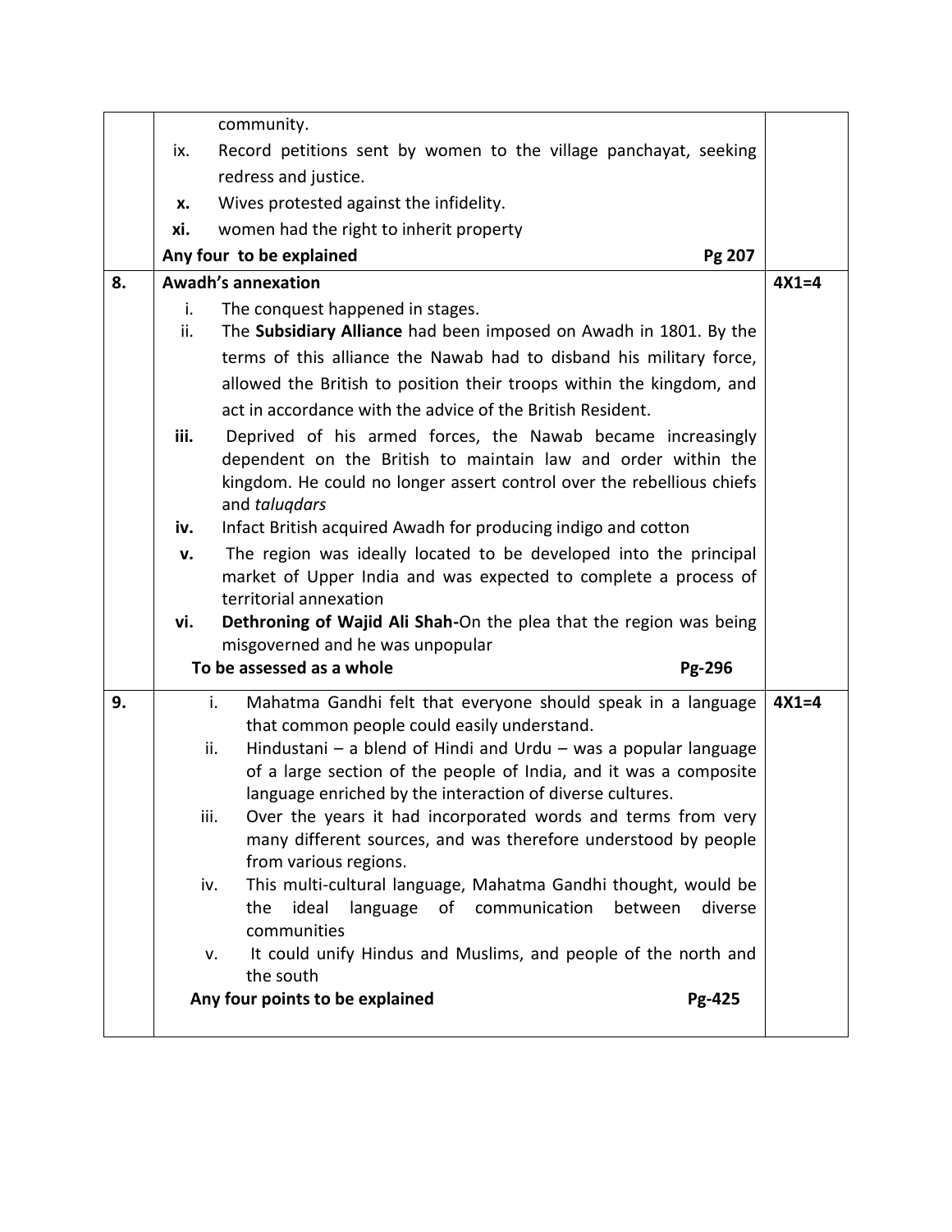| | | |
|---|---|---|
| | community.<br>ix. Record petitions sent by women to the village panchayat, seeking redress and justice.<br>**x.** Wives protested against the infidelity.<br>**xi.** women had the right to inherit property<br>**Any four to be explained** **Pg 207** | |
| **8.** | **Awadh's annexation**<br>i. The conquest happened in stages.<br>ii. The **Subsidiary Alliance** had been imposed on Awadh in 1801. By the terms of this alliance the Nawab had to disband his military force, allowed the British to position their troops within the kingdom, and act in accordance with the advice of the British Resident.<br>**iii.** Deprived of his armed forces, the Nawab became increasingly dependent on the British to maintain law and order within the kingdom. He could no longer assert control over the rebellious chiefs and *taluqdars*<br>**iv.** Infact British acquired Awadh for producing indigo and cotton<br>**v.** The region was ideally located to be developed into the principal market of Upper India and was expected to complete a process of territorial annexation<br>**vi. Dethroning of Wajid Ali Shah-**On the plea that the region was being misgoverned and he was unpopular<br>**To be assessed as a whole** **Pg-296** | **4X1=4** |
| **9.** | i. Mahatma Gandhi felt that everyone should speak in a language that common people could easily understand.<br>ii. Hindustani – a blend of Hindi and Urdu – was a popular language of a large section of the people of India, and it was a composite language enriched by the interaction of diverse cultures.<br>iii. Over the years it had incorporated words and terms from very many different sources, and was therefore understood by people from various regions.<br>iv. This multi-cultural language, Mahatma Gandhi thought, would be the ideal language of communication between diverse communities<br>v. It could unify Hindus and Muslims, and people of the north and the south<br>**Any four points to be explained** **Pg-425** | **4X1=4** |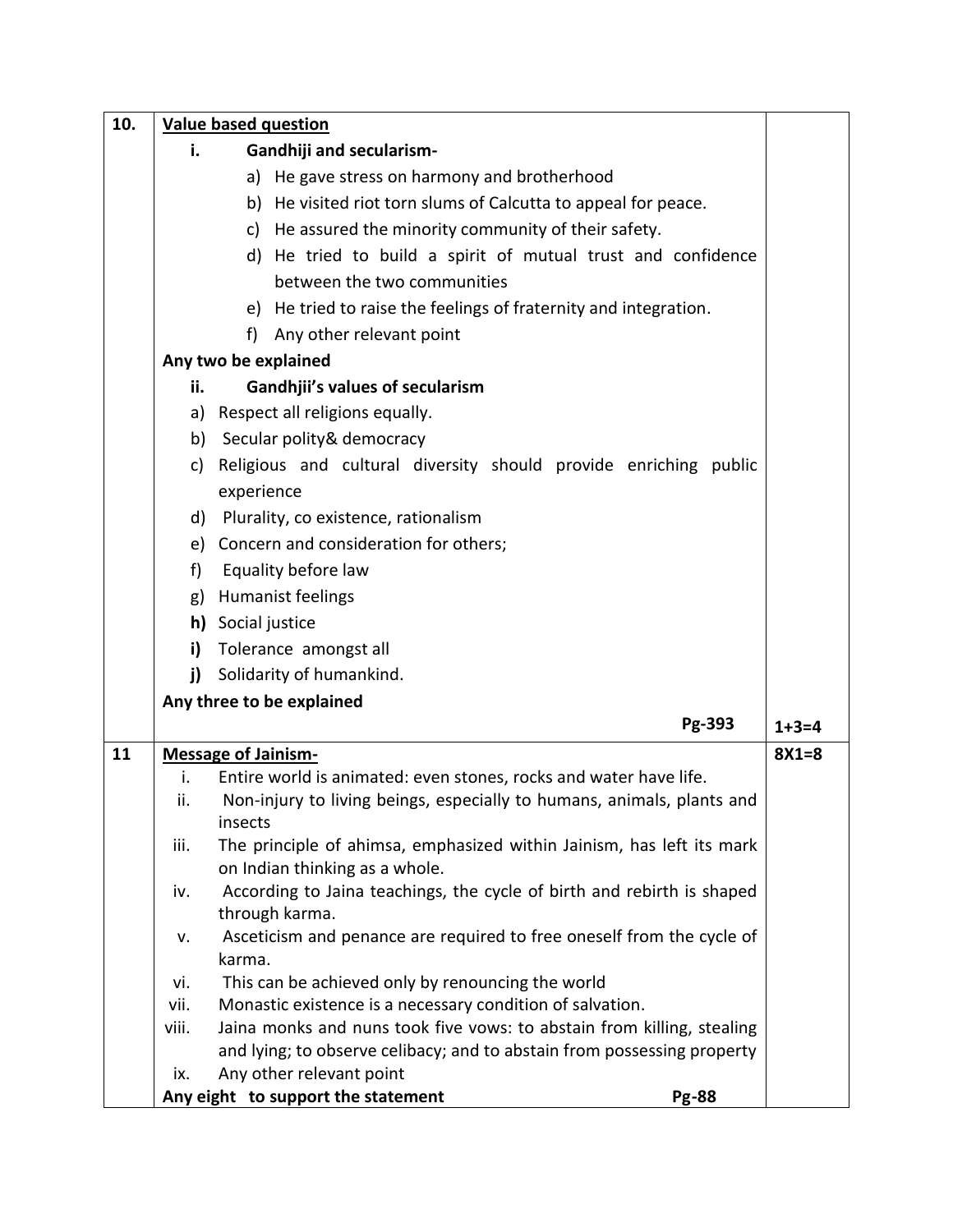| | | |
|---|---|---|
| 10. | **Value based question**<br>**i. Gandhiji and secularism-**<br>a) He gave stress on harmony and brotherhood<br>b) He visited riot torn slums of Calcutta to appeal for peace.<br>c) He assured the minority community of their safety.<br>d) He tried to build a spirit of mutual trust and confidence between the two communities<br>e) He tried to raise the feelings of fraternity and integration.<br>f) Any other relevant point<br>**Any two be explained**<br>**ii. Gandhjii's values of secularism**<br>a) Respect all religions equally.<br>b) Secular polity& democracy<br>c) Religious and cultural diversity should provide enriching public experience<br>d) Plurality, co existence, rationalism<br>e) Concern and consideration for others;<br>f) Equality before law<br>g) Humanist feelings<br>**h)** Social justice<br>**i)** Tolerance amongst all<br>**j)** Solidarity of humankind.<br>**Any three to be explained**<br>**Pg-393** | 1+3=4 |
| 11 | **Message of Jainism-**<br>i. Entire world is animated: even stones, rocks and water have life.<br>ii. Non-injury to living beings, especially to humans, animals, plants and insects<br>iii. The principle of ahimsa, emphasized within Jainism, has left its mark on Indian thinking as a whole.<br>iv. According to Jaina teachings, the cycle of birth and rebirth is shaped through karma.<br>v. Asceticism and penance are required to free oneself from the cycle of karma.<br>vi. This can be achieved only by renouncing the world<br>vii. Monastic existence is a necessary condition of salvation.<br>viii. Jaina monks and nuns took five vows: to abstain from killing, stealing and lying; to observe celibacy; and to abstain from possessing property<br>ix. Any other relevant point<br>**Any eight to support the statement** **Pg-88** | 8X1=8 |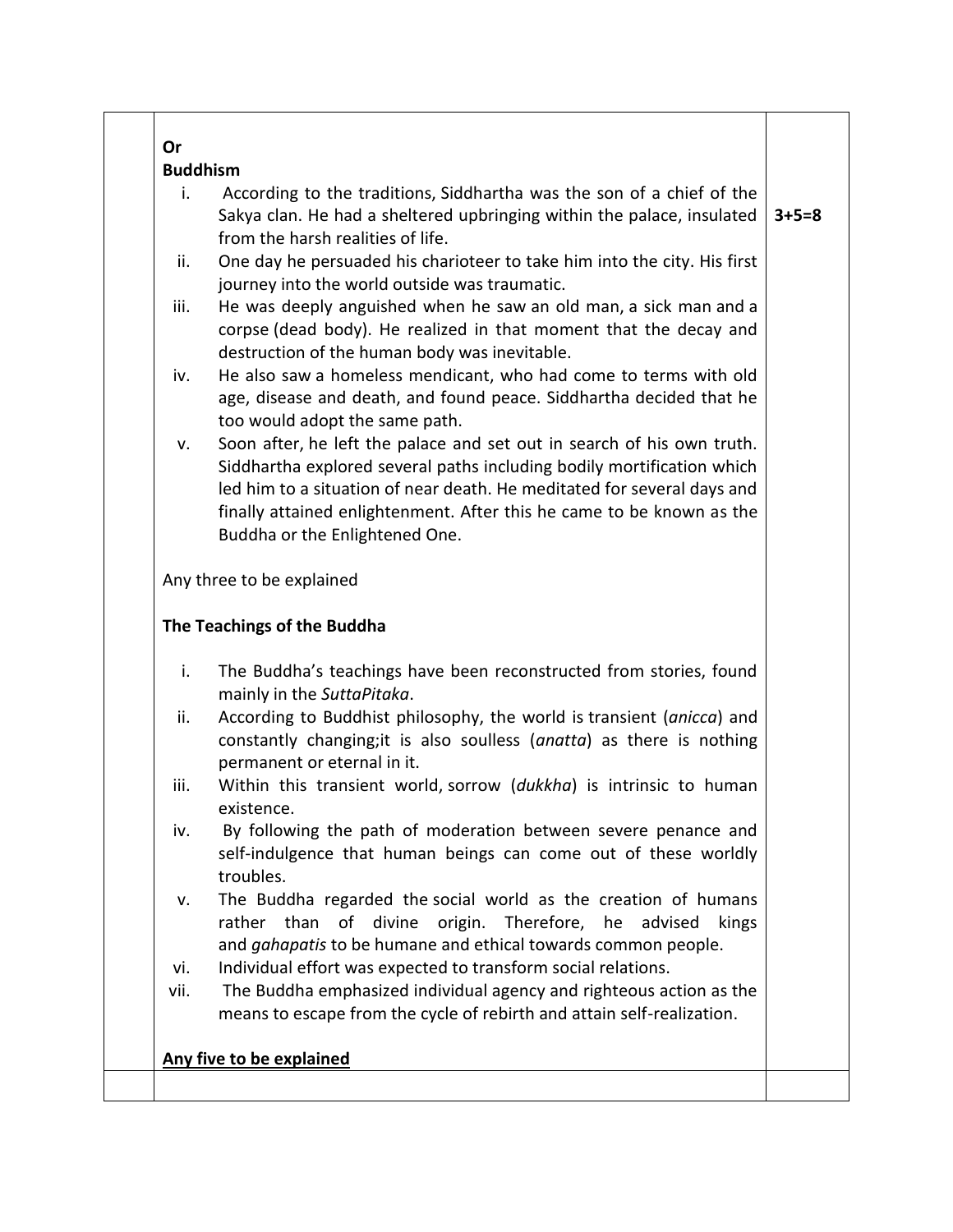| | | |
|---|---|---|
| | **Or**<br>**Buddhism**<br>i. According to the traditions, Siddhartha was the son of a chief of the Sakya clan. He had a sheltered upbringing within the palace, insulated from the harsh realities of life.<br>ii. One day he persuaded his charioteer to take him into the city. His first journey into the world outside was traumatic.<br>iii. He was deeply anguished when he saw an old man, a sick man and a corpse (dead body). He realized in that moment that the decay and destruction of the human body was inevitable.<br>iv. He also saw a homeless mendicant, who had come to terms with old age, disease and death, and found peace. Siddhartha decided that he too would adopt the same path.<br>v. Soon after, he left the palace and set out in search of his own truth. Siddhartha explored several paths including bodily mortification which led him to a situation of near death. He meditated for several days and finally attained enlightenment. After this he came to be known as the Buddha or the Enlightened One.<br><br>Any three to be explained<br><br>**The Teachings of the Buddha**<br><br>i. The Buddha's teachings have been reconstructed from stories, found mainly in the *SuttaPitaka*.<br>ii. According to Buddhist philosophy, the world is transient (*anicca*) and constantly changing;it is also soulless (*anatta*) as there is nothing permanent or eternal in it.<br>iii. Within this transient world, sorrow (*dukkha*) is intrinsic to human existence.<br>iv. By following the path of moderation between severe penance and self-indulgence that human beings can come out of these worldly troubles.<br>v. The Buddha regarded the social world as the creation of humans rather than of divine origin. Therefore, he advised kings and *gahapatis* to be humane and ethical towards common people.<br>vi. Individual effort was expected to transform social relations.<br>vii. The Buddha emphasized individual agency and righteous action as the means to escape from the cycle of rebirth and attain self-realization.<br><br><u>**Any five to be explained**</u> | **3+5=8** |
| | | |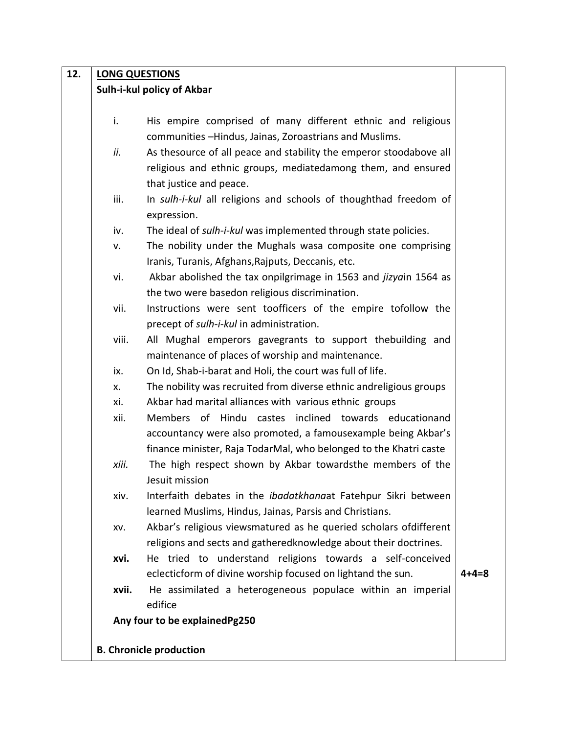| 12. | **<u>LONG QUESTIONS</u>**<br>**Sulh-i-kul policy of Akbar**<br><br>i. His empire comprised of many different ethnic and religious communities –Hindus, Jainas, Zoroastrians and Muslims.<br>*ii.* As thesource of all peace and stability the emperor stoodabove all religious and ethnic groups, mediatedamong them, and ensured that justice and peace.<br>iii. In *sulh-i-kul* all religions and schools of thoughthad freedom of expression.<br>iv. The ideal of *sulh-i-kul* was implemented through state policies.<br>v. The nobility under the Mughals wasa composite one comprising Iranis, Turanis, Afghans,Rajputs, Deccanis, etc.<br>vi. Akbar abolished the tax onpilgrimage in 1563 and *jizya*in 1564 as the two were basedon religious discrimination.<br>vii. Instructions were sent toofficers of the empire tofollow the precept of *sulh-i-kul* in administration.<br>viii. All Mughal emperors gavegrants to support thebuilding and maintenance of places of worship and maintenance.<br>ix. On Id, Shab-i-barat and Holi, the court was full of life.<br>x. The nobility was recruited from diverse ethnic andreligious groups<br>xi. Akbar had marital alliances with various ethnic groups<br>xii. Members of Hindu castes inclined towards educationand accountancy were also promoted, a famousexample being Akbar's finance minister, Raja TodarMal, who belonged to the Khatri caste<br>*xiii.* The high respect shown by Akbar towardsthe members of the Jesuit mission<br>xiv. Interfaith debates in the *ibadatkhana*at Fatehpur Sikri between learned Muslims, Hindus, Jainas, Parsis and Christians.<br>xv. Akbar's religious viewsmatured as he queried scholars ofdifferent religions and sects and gatheredknowledge about their doctrines.<br>**xvi.** He tried to understand religions towards a self-conceived eclecticform of divine worship focused on lightand the sun.<br>**xvii.** He assimilated a heterogeneous populace within an imperial edifice<br>**Any four to be explainedPg250**<br><br>**B. Chronicle production** | **4+4=8** |
|---|---|---|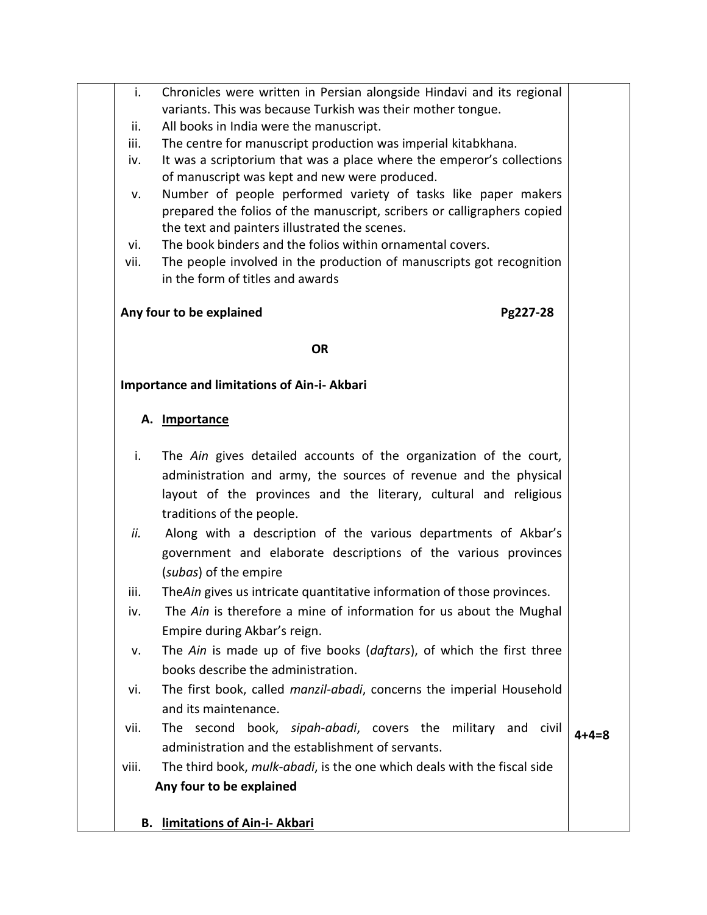i. Chronicles were written in Persian alongside Hindavi and its regional variants. This was because Turkish was their mother tongue.
ii. All books in India were the manuscript.
iii. The centre for manuscript production was imperial kitabkhana.
iv. It was a scriptorium that was a place where the emperor's collections of manuscript was kept and new were produced.
v. Number of people performed variety of tasks like paper makers prepared the folios of the manuscript, scribers or calligraphers copied the text and painters illustrated the scenes.
vi. The book binders and the folios within ornamental covers.
vii. The people involved in the production of manuscripts got recognition in the form of titles and awards

**Any four to be explained** **Pg227-28**

**OR**

**Importance and limitations of Ain-i- Akbari**

**A. Importance**

i. The *Ain* gives detailed accounts of the organization of the court, administration and army, the sources of revenue and the physical layout of the provinces and the literary, cultural and religious traditions of the people.
*ii.* Along with a description of the various departments of Akbar's government and elaborate descriptions of the various provinces (*subas*) of the empire
iii. The*Ain* gives us intricate quantitative information of those provinces.
iv. The *Ain* is therefore a mine of information for us about the Mughal Empire during Akbar's reign.
v. The *Ain* is made up of five books (*daftars*), of which the first three books describe the administration.
vi. The first book, called *manzil-abadi*, concerns the imperial Household and its maintenance.
vii. The second book, *sipah-abadi*, covers the military and civil administration and the establishment of servants.
viii. The third book, *mulk-abadi*, is the one which deals with the fiscal side

**Any four to be explained**

**4+4=8**

**B. limitations of Ain-i- Akbari**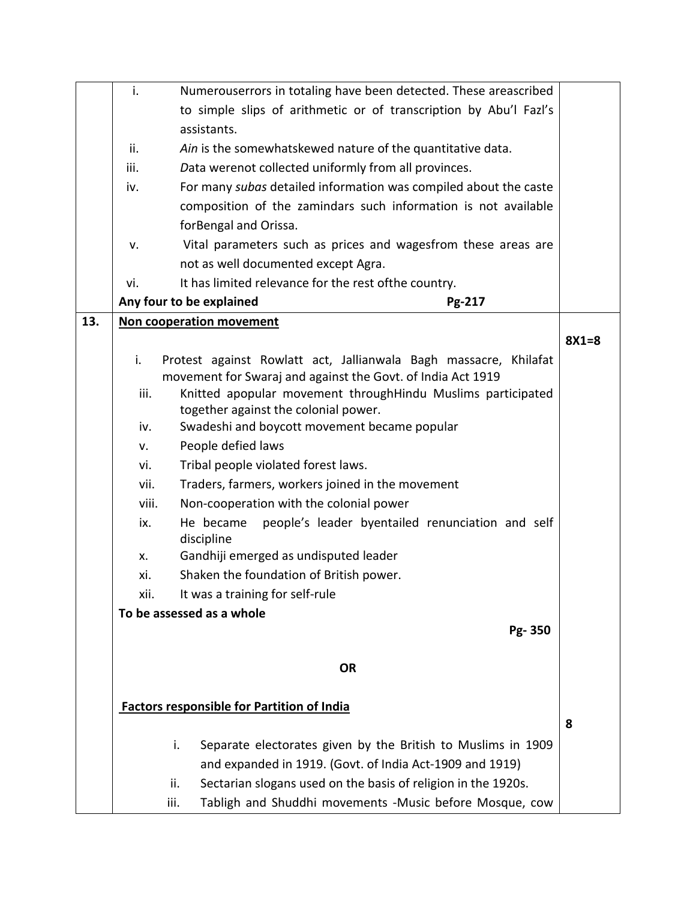| | | |
|---|---|---|
| | i. Numerouserrors in totaling have been detected. These areascribed to simple slips of arithmetic or of transcription by Abu'l Fazl's assistants.<br>ii. *Ain* is the somewhatskewed nature of the quantitative data.<br>iii. *D*ata werenot collected uniformly from all provinces.<br>iv. For many *subas* detailed information was compiled about the caste composition of the zamindars such information is not available forBengal and Orissa.<br>v. Vital parameters such as prices and wagesfrom these areas are not as well documented except Agra.<br>vi. It has limited relevance for the rest ofthe country.<br>**Any four to be explained** **Pg-217** | |
| **13.** | **<u>Non cooperation movement</u>**<br>i. Protest against Rowlatt act, Jallianwala Bagh massacre, Khilafat movement for Swaraj and against the Govt. of India Act 1919<br>iii. Knitted apopular movement throughHindu Muslims participated together against the colonial power.<br>iv. Swadeshi and boycott movement became popular<br>v. People defied laws<br>vi. Tribal people violated forest laws.<br>vii. Traders, farmers, workers joined in the movement<br>viii. Non-cooperation with the colonial power<br>ix. He became people's leader byentailed renunciation and self discipline<br>x. Gandhiji emerged as undisputed leader<br>xi. Shaken the foundation of British power.<br>xii. It was a training for self-rule<br>**To be assessed as a whole**<br>**Pg- 350**<br><br>**OR**<br><br>**<u>Factors responsible for Partition of India</u>**<br>i. Separate electorates given by the British to Muslims in 1909 and expanded in 1919. (Govt. of India Act-1909 and 1919)<br>ii. Sectarian slogans used on the basis of religion in the 1920s.<br>iii. Tabligh and Shuddhi movements -Music before Mosque, cow | **8X1=8**<br><br><br><br><br><br><br><br><br><br><br><br><br><br><br><br>**8** |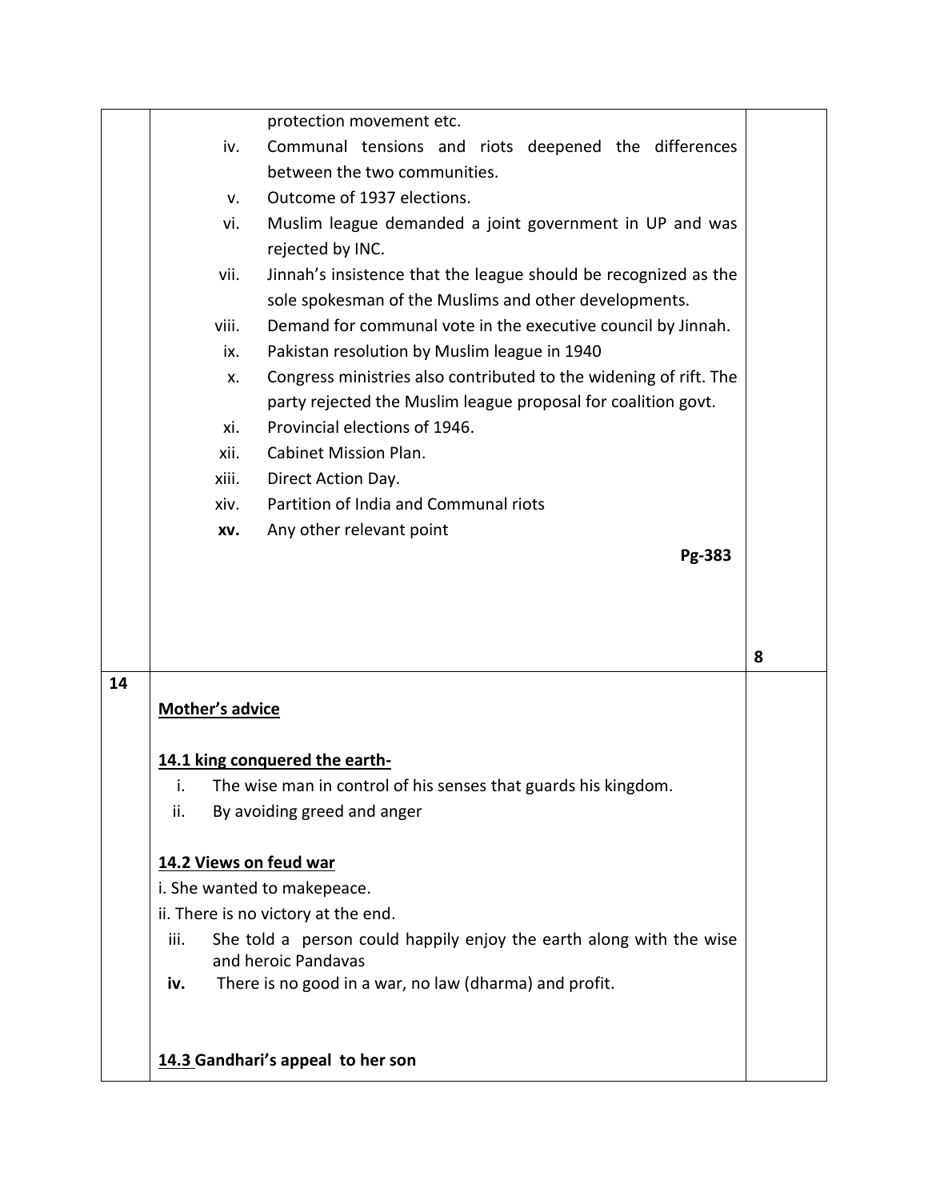| | | |
|---|---|---|
| | protection movement etc.<br>iv. Communal tensions and riots deepened the differences between the two communities.<br>v. Outcome of 1937 elections.<br>vi. Muslim league demanded a joint government in UP and was rejected by INC.<br>vii. Jinnah's insistence that the league should be recognized as the sole spokesman of the Muslims and other developments.<br>viii. Demand for communal vote in the executive council by Jinnah.<br>ix. Pakistan resolution by Muslim league in 1940<br>x. Congress ministries also contributed to the widening of rift. The party rejected the Muslim league proposal for coalition govt.<br>xi. Provincial elections of 1946.<br>xii. Cabinet Mission Plan.<br>xiii. Direct Action Day.<br>xiv. Partition of India and Communal riots<br>**xv.** Any other relevant point<br>**Pg-383** | 8 |
| 14 | **Mother's advice**<br><br>**14.1 king conquered the earth-**<br>i. The wise man in control of his senses that guards his kingdom.<br>ii. By avoiding greed and anger<br><br>**14.2 Views on feud war**<br>i. She wanted to makepeace.<br>ii. There is no victory at the end.<br>iii. She told a person could happily enjoy the earth along with the wise and heroic Pandavas<br>**iv.** There is no good in a war, no law (dharma) and profit.<br><br>**14.3 Gandhari's appeal to her son** | |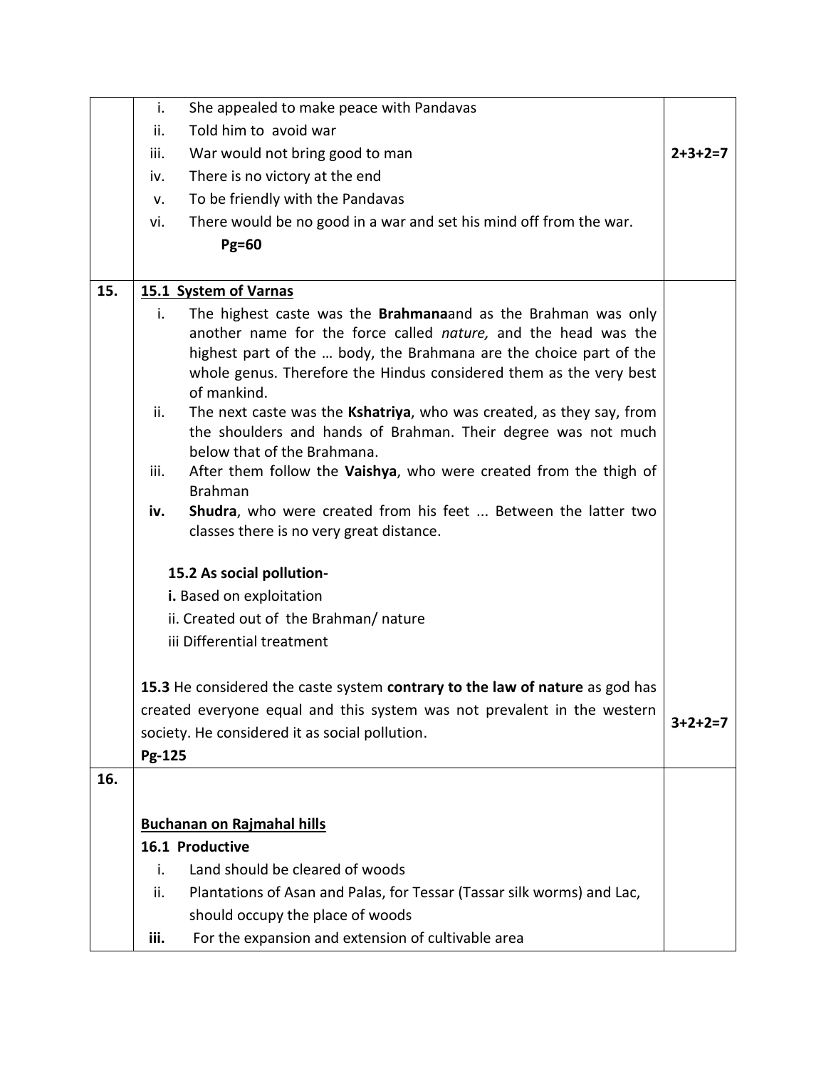| | | |
|---|---|---|
| | i. She appealed to make peace with Pandavas<br>ii. Told him to avoid war<br>iii. War would not bring good to man<br>iv. There is no victory at the end<br>v. To be friendly with the Pandavas<br>vi. There would be no good in a war and set his mind off from the war.<br>**Pg=60** | **2+3+2=7** |
| **15.** | **<u>15.1 System of Varnas</u>**<br>i. The highest caste was the **Brahmana**and as the Brahman was only another name for the force called *nature,* and the head was the highest part of the … body, the Brahmana are the choice part of the whole genus. Therefore the Hindus considered them as the very best of mankind.<br>ii. The next caste was the **Kshatriya**, who was created, as they say, from the shoulders and hands of Brahman. Their degree was not much below that of the Brahmana.<br>iii. After them follow the **Vaishya**, who were created from the thigh of Brahman<br>**iv.** **Shudra**, who were created from his feet ... Between the latter two classes there is no very great distance.<br><br>**15.2 As social pollution-**<br>**i.** Based on exploitation<br>ii. Created out of the Brahman/ nature<br>iii Differential treatment<br><br>**15.3** He considered the caste system **contrary to the law of nature** as god has created everyone equal and this system was not prevalent in the western society. He considered it as social pollution.<br>**Pg-125** | **3+2+2=7** |
| **16.** | **<u>Buchanan on Rajmahal hills</u>**<br>**16.1 Productive**<br>i. Land should be cleared of woods<br>ii. Plantations of Asan and Palas, for Tessar (Tassar silk worms) and Lac, should occupy the place of woods<br>**iii.** For the expansion and extension of cultivable area | |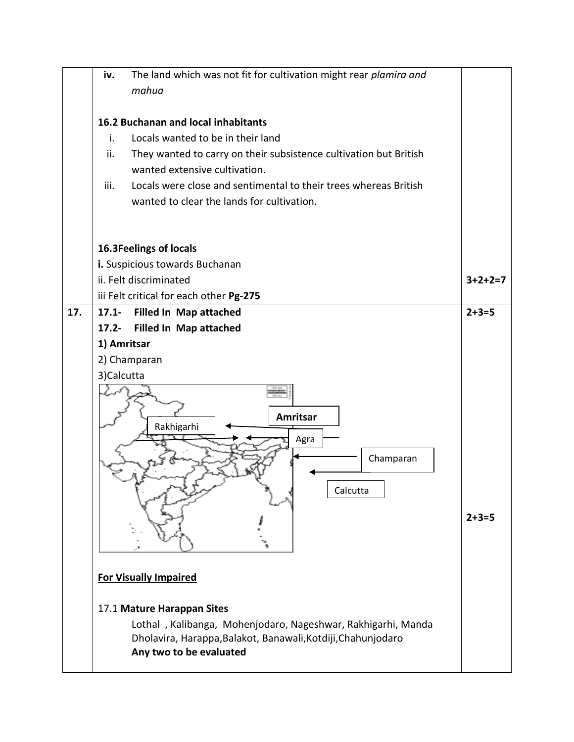| | | |
|---|---|---|
| | **iv.** The land which was not fit for cultivation might rear *plamira and mahua*<br><br>**16.2 Buchanan and local inhabitants**<br>i. Locals wanted to be in their land<br>ii. They wanted to carry on their subsistence cultivation but British wanted extensive cultivation.<br>iii. Locals were close and sentimental to their trees whereas British wanted to clear the lands for cultivation.<br><br>**16.3Feelings of locals**<br>**i.** Suspicious towards Buchanan<br>ii. Felt discriminated<br>iii Felt critical for each other **Pg-275** | 3+2+2=7 |
| **17.** | **17.1- Filled In Map attached**<br>**17.2- Filled In Map attached**<br>**1) Amritsar**<br>2) Champaran<br>3)Calcutta<br><br>Rakhigarhi<br>**Amritsar**<br>Agra<br>Champaran<br>Calcutta<br><br>**For Visually Impaired**<br><br>17.1 **Mature Harappan Sites**<br>Lothal , Kalibanga, Mohenjodaro, Nageshwar, Rakhigarhi, Manda Dholavira, Harappa,Balakot, Banawali,Kotdiji,Chahunjodaro<br>**Any two to be evaluated** | 2+3=5<br><br>2+3=5 |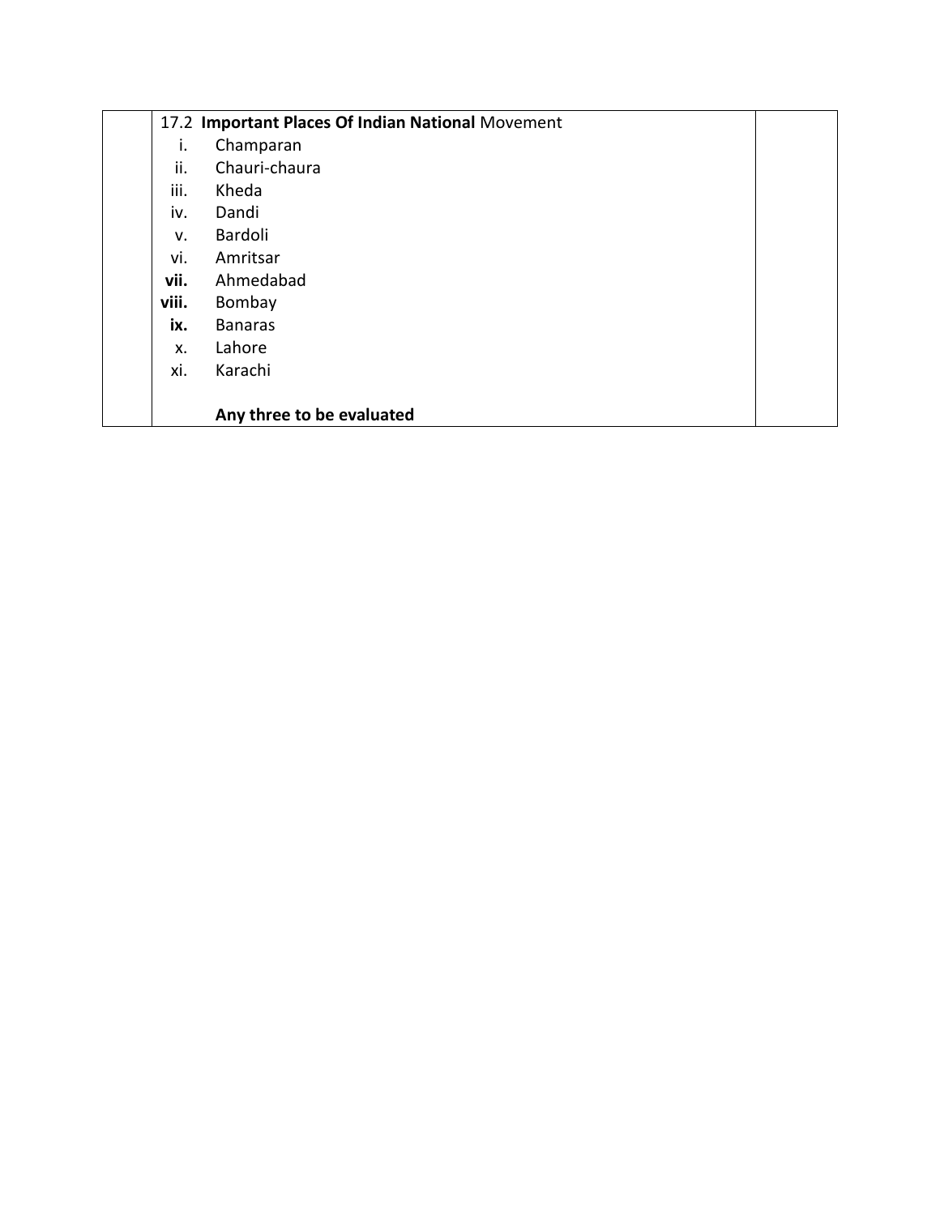| | | |
|---|---|---|
| | 17.2 **Important Places Of Indian National** Movement<br>i. Champaran<br>ii. Chauri-chaura<br>iii. Kheda<br>iv. Dandi<br>v. Bardoli<br>vi. Amritsar<br>**vii.** Ahmedabad<br>**viii.** Bombay<br>**ix.** Banaras<br>x. Lahore<br>xi. Karachi<br><br>**Any three to be evaluated** | |